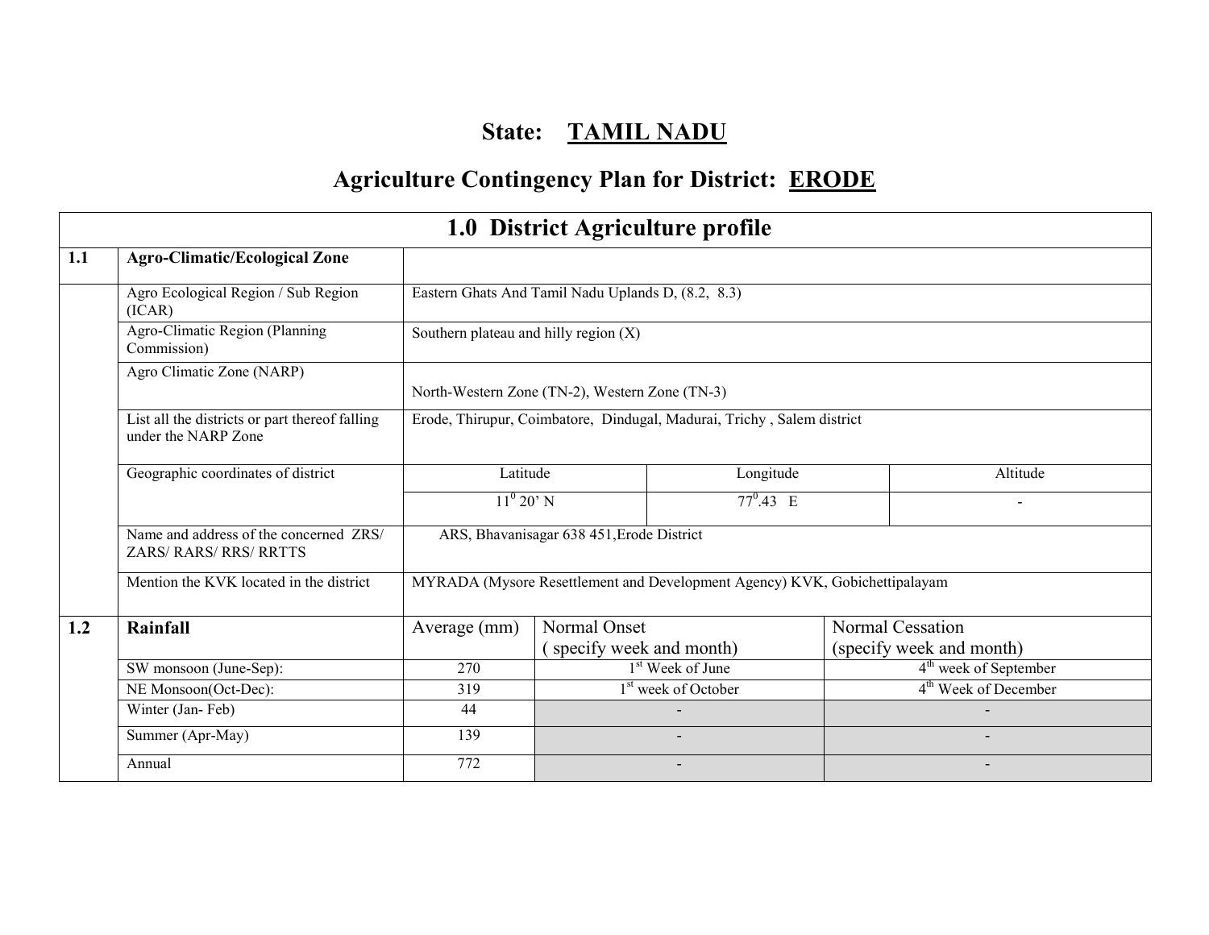# State: TAMIL NADU

## Agriculture Contingency Plan for District: ERODE

| 1.0 District Agriculture profile | | | | |
|---|---|---|---|---|
| **1.1** | **Agro-Climatic/Ecological Zone** | | | |
| | Agro Ecological Region / Sub Region (ICAR) | Eastern Ghats And Tamil Nadu Uplands D, (8.2, 8.3) | | |
| | Agro-Climatic Region (Planning Commission) | Southern plateau and hilly region (X) | | |
| | Agro Climatic Zone (NARP) | North-Western Zone (TN-2), Western Zone (TN-3) | | |
| | List all the districts or part thereof falling under the NARP Zone | Erode, Thirupur, Coimbatore, Dindugal, Madurai, Trichy , Salem district | | |
| | Geographic coordinates of district | Latitude | Longitude | Altitude |
| | | $11^0$ 20' N | $77^0$.43 E | - |
| | Name and address of the concerned ZRS/ ZARS/ RARS/ RRS/ RRTTS | ARS, Bhavanisagar 638 451,Erode District | | |
| | Mention the KVK located in the district | MYRADA (Mysore Resettlement and Development Agency) KVK, Gobichettipalayam | | |

| 1.2 | Rainfall | Average (mm) | Normal Onset ( specify week and month) | Normal Cessation (specify week and month) |
|---|---|---|---|---|
| | SW monsoon (June-Sep): | 270 | 1st Week of June | 4th week of September |
| | NE Monsoon(Oct-Dec): | 319 | 1st week of October | 4th Week of December |
| | Winter (Jan- Feb) | 44 | - | - |
| | Summer (Apr-May) | 139 | - | - |
| | Annual | 772 | - | - |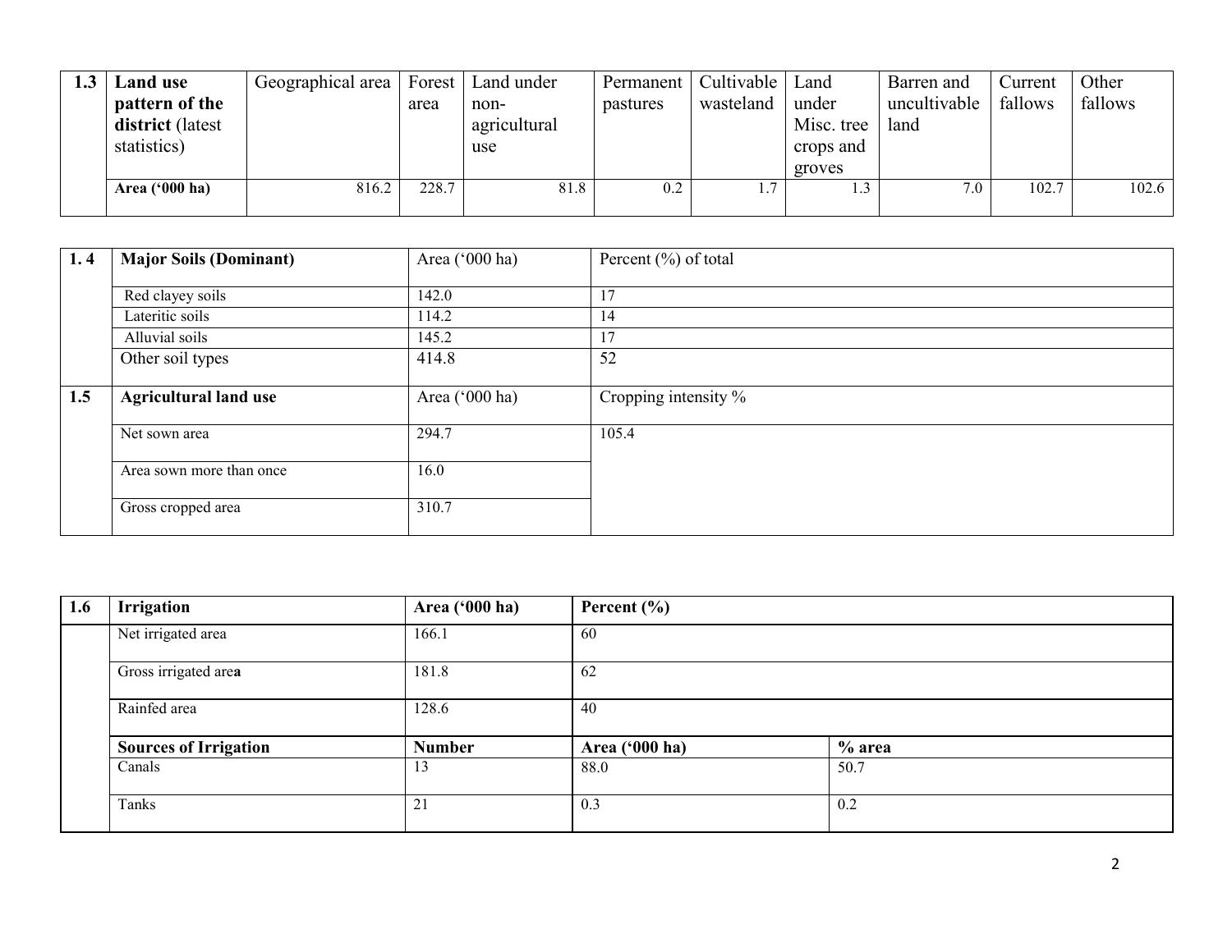| 1.3 | **Land use pattern of the district** (latest statistics) | Geographical area | Forest area | Land under non-agricultural use | Permanent pastures | Cultivable wasteland | Land under Misc. tree crops and groves | Barren and uncultivable land | Current fallows | Other fallows |
|---|---|---|---|---|---|---|---|---|---|---|
| | **Area ('000 ha)** | 816.2 | 228.7 | 81.8 | 0.2 | 1.7 | 1.3 | 7.0 | 102.7 | 102.6 |

| 1. 4 | **Major Soils (Dominant)** | Area ('000 ha) | Percent (%) of total |
|---|---|---|---|
| | Red clayey soils | 142.0 | 17 |
| | Lateritic soils | 114.2 | 14 |
| | Alluvial soils | 145.2 | 17 |
| | Other soil types | 414.8 | 52 |
| **1.5** | **Agricultural land use** | Area ('000 ha) | Cropping intensity % |
| | Net sown area | 294.7 | 105.4 |
| | Area sown more than once | 16.0 | |
| | Gross cropped area | 310.7 | |

| 1.6 | **Irrigation** | **Area ('000 ha)** | **Percent (%)** | |
|---|---|---|---|---|
| | Net irrigated area | 166.1 | 60 | |
| | Gross irrigated area | 181.8 | 62 | |
| | Rainfed area | 128.6 | 40 | |
| | **Sources of Irrigation** | **Number** | **Area ('000 ha)** | **% area** |
| | Canals | 13 | 88.0 | 50.7 |
| | Tanks | 21 | 0.3 | 0.2 |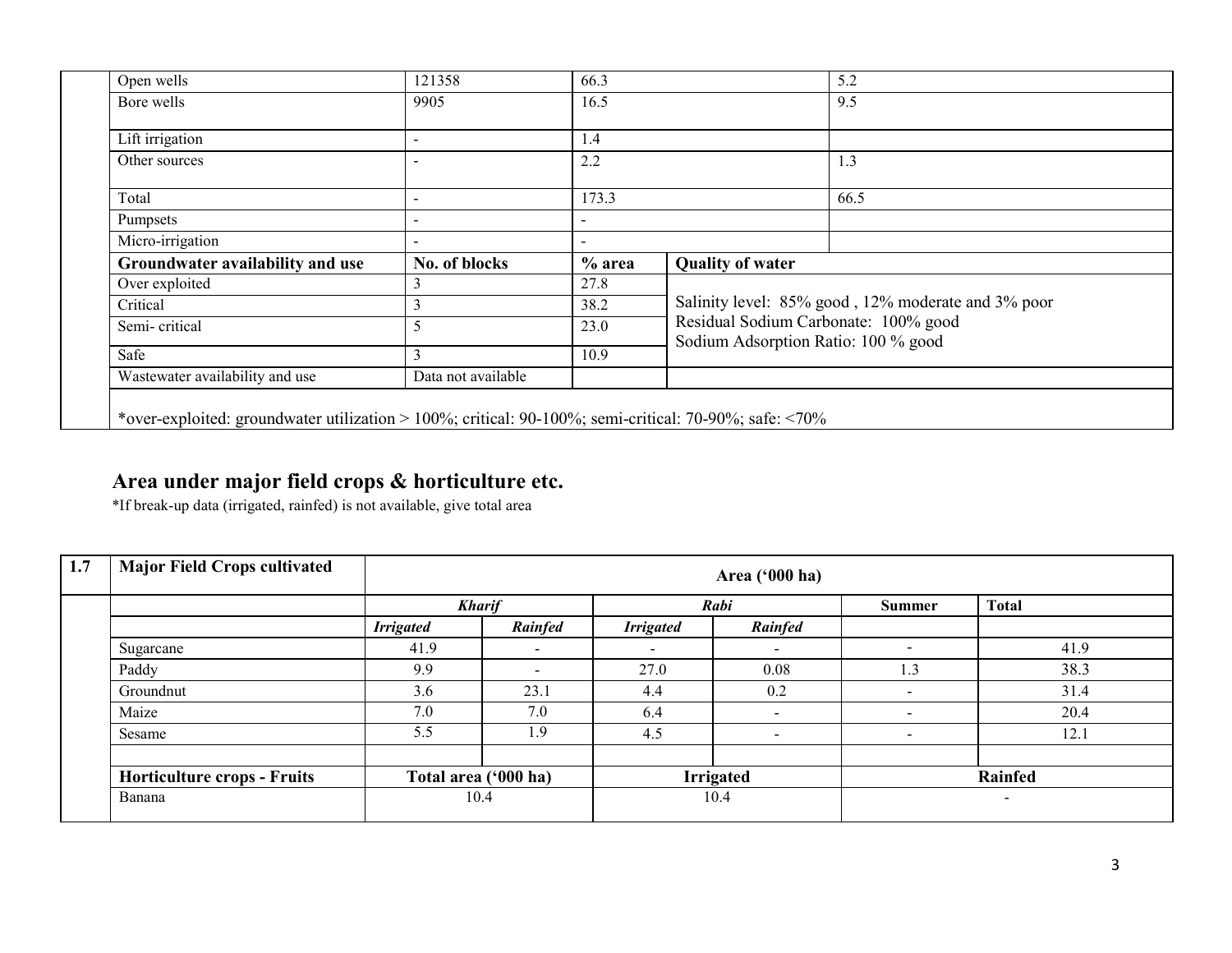| | | | | |
|---|---|---|---|---|
| Open wells | 121358 | 66.3 | | 5.2 |
| Bore wells | 9905 | 16.5 | | 9.5 |
| Lift irrigation | - | 1.4 | | |
| Other sources | - | 2.2 | | 1.3 |
| Total | - | 173.3 | | 66.5 |
| Pumpsets | - | - | | |
| Micro-irrigation | - | - | | |
| **Groundwater availability and use** | **No. of blocks** | **% area** | **Quality of water** | |
| Over exploited | 3 | 27.8 | Salinity level: 85% good , 12% moderate and 3% poor<br>Residual Sodium Carbonate: 100% good<br>Sodium Adsorption Ratio: 100 % good | |
| Critical | 3 | 38.2 | | |
| Semi- critical | 5 | 23.0 | | |
| Safe | 3 | 10.9 | | |
| Wastewater availability and use | Data not available | | | |

*over-exploited: groundwater utilization > 100%; critical: 90-100%; semi-critical: 70-90%; safe: <70%

## Area under major field crops & horticulture etc.

*If break-up data (irrigated, rainfed) is not available, give total area

| 1.7 | Major Field Crops cultivated | Area ('000 ha) | | | | | |
|---|---|---|---|---|---|---|---|
| | | ***Kharif*** | | ***Rabi*** | | **Summer** | **Total** |
| | | ***Irrigated*** | ***Rainfed*** | ***Irrigated*** | ***Rainfed*** | | |
| | Sugarcane | 41.9 | - | - | - | - | 41.9 |
| | Paddy | 9.9 | - | 27.0 | 0.08 | 1.3 | 38.3 |
| | Groundnut | 3.6 | 23.1 | 4.4 | 0.2 | - | 31.4 |
| | Maize | 7.0 | 7.0 | 6.4 | - | - | 20.4 |
| | Sesame | 5.5 | 1.9 | 4.5 | - | - | 12.1 |
| | | | | | | | |
| | **Horticulture crops - Fruits** | **Total area ('000 ha)** | | **Irrigated** | | **Rainfed** | |
| | Banana | 10.4 | | 10.4 | | - | |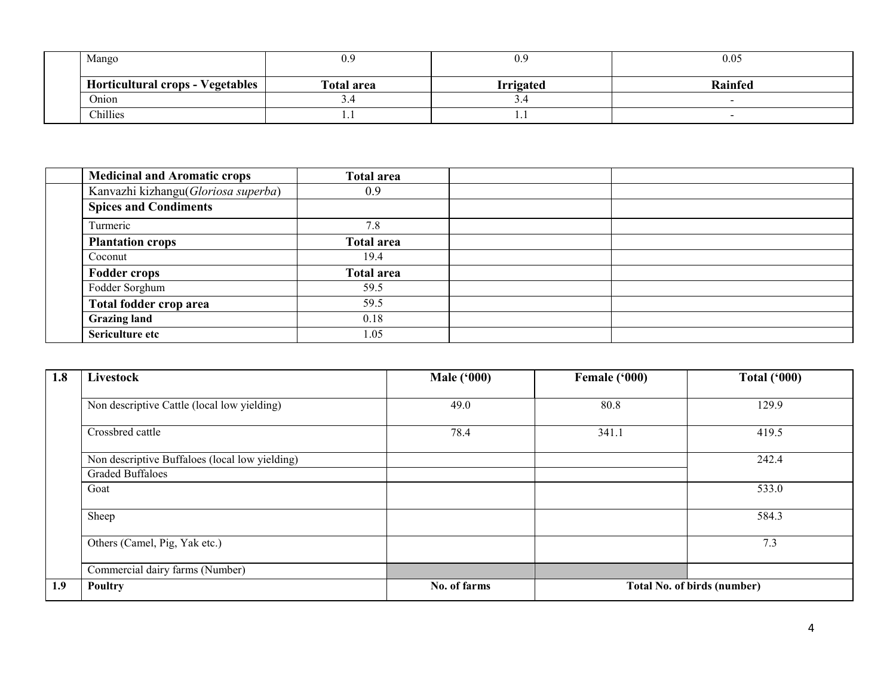| | Mango | 0.9 | 0.9 | 0.05 |
|---|---|---|---|---|
| | **Horticultural crops - Vegetables** | **Total area** | **Irrigated** | **Rainfed** |
| | Onion | 3.4 | 3.4 | - |
| | Chillies | 1.1 | 1.1 | - |

| | **Medicinal and Aromatic crops** | **Total area** | | |
|---|---|---|---|---|
| | Kanvazhi kizhangu(*Gloriosa superba*) | 0.9 | | |
| | **Spices and Condiments** | | | |
| | Turmeric | 7.8 | | |
| | **Plantation crops** | **Total area** | | |
| | Coconut | 19.4 | | |
| | **Fodder crops** | **Total area** | | |
| | Fodder Sorghum | 59.5 | | |
| | **Total fodder crop area** | 59.5 | | |
| | **Grazing land** | 0.18 | | |
| | **Sericulture etc** | 1.05 | | |

| **1.8** | **Livestock** | **Male ('000)** | **Female ('000)** | **Total ('000)** |
|---|---|---|---|---|
| | Non descriptive Cattle (local low yielding) | 49.0 | 80.8 | 129.9 |
| | Crossbred cattle | 78.4 | 341.1 | 419.5 |
| | Non descriptive Buffaloes (local low yielding) | | | 242.4 |
| | Graded Buffaloes | | | |
| | Goat | | | 533.0 |
| | Sheep | | | 584.3 |
| | Others (Camel, Pig, Yak etc.) | | | 7.3 |
| | Commercial dairy farms (Number) | | | |
| **1.9** | **Poultry** | **No. of farms** | **Total No. of birds (number)** | |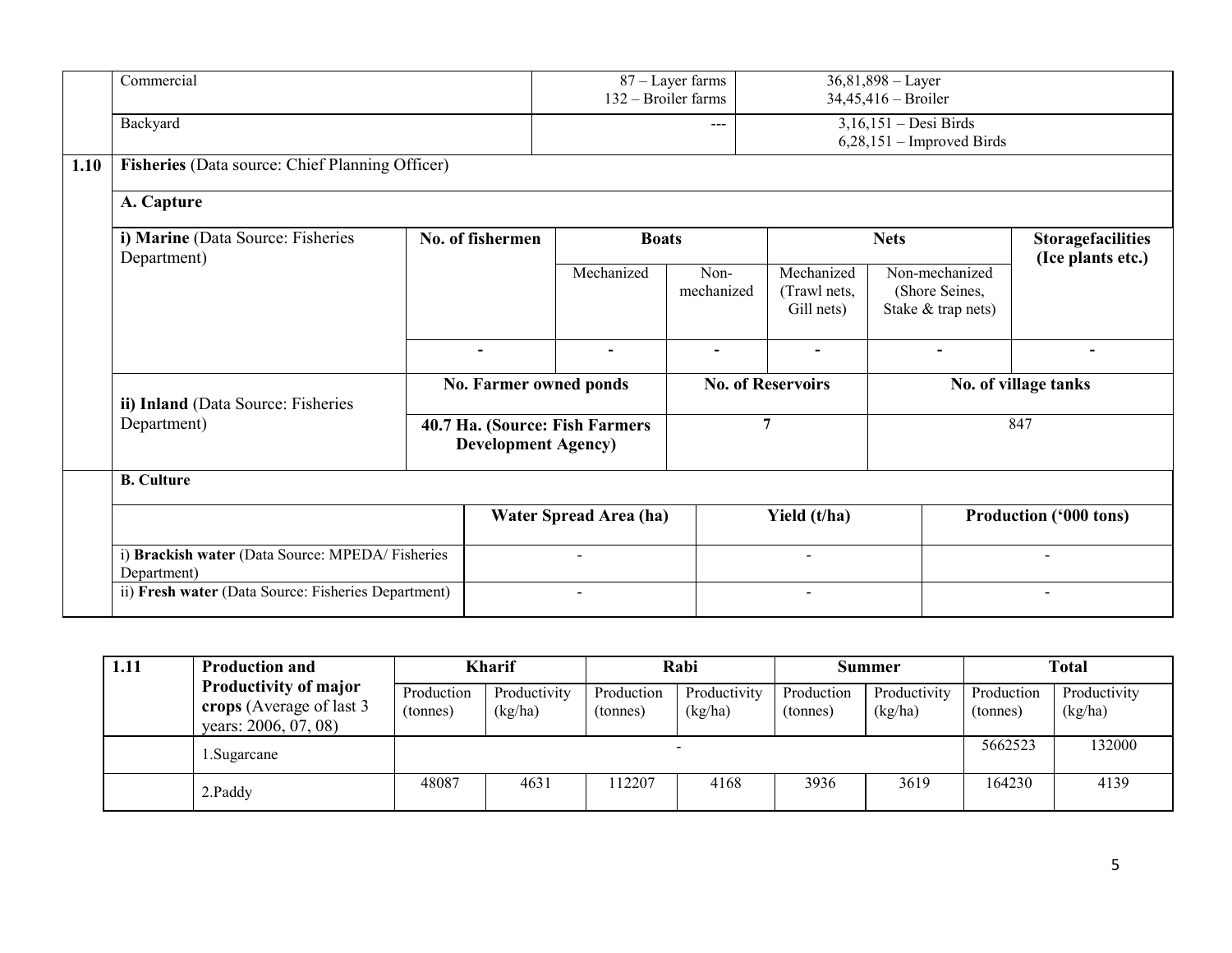| | | | |
|---|---|---|---|
| | Commercial | 87 – Layer farms<br>132 – Broiler farms | 36,81,898 – Layer<br>34,45,416 – Broiler |
| | Backyard | --- | 3,16,151 – Desi Birds<br>6,28,151 – Improved Birds |

**1.10 Fisheries** (Data source: Chief Planning Officer)

**A. Capture**

| **i) Marine** (Data Source: Fisheries Department) | **No. of fishermen** | **Boats** | | **Nets** | | **Storagefacilities (Ice plants etc.)** |
|---|---|---|---|---|---|---|
| | | Mechanized | Non-mechanized | Mechanized (Trawl nets, Gill nets) | Non-mechanized (Shore Seines, Stake & trap nets) | |
| | - | - | - | - | - | - |

| **ii) Inland** (Data Source: Fisheries Department) | **No. Farmer owned ponds** | **No. of Reservoirs** | **No. of village tanks** |
|---|---|---|---|
| | **40.7 Ha. (Source: Fish Farmers Development Agency)** | **7** | 847 |

**B. Culture**

| | **Water Spread Area (ha)** | **Yield (t/ha)** | **Production ('000 tons)** |
|---|---|---|---|
| i) **Brackish water** (Data Source: MPEDA/ Fisheries Department) | - | - | - |
| ii) **Fresh water** (Data Source: Fisheries Department) | - | - | - |

| **1.11** | **Production and Productivity of major crops** (Average of last 3 years: 2006, 07, 08) | **Kharif** | | **Rabi** | | **Summer** | | **Total** | |
|---|---|---|---|---|---|---|---|---|---|
| | | Production (tonnes) | Productivity (kg/ha) | Production (tonnes) | Productivity (kg/ha) | Production (tonnes) | Productivity (kg/ha) | Production (tonnes) | Productivity (kg/ha) |
| | 1.Sugarcane | - | | | | | | 5662523 | 132000 |
| | 2.Paddy | 48087 | 4631 | 112207 | 4168 | 3936 | 3619 | 164230 | 4139 |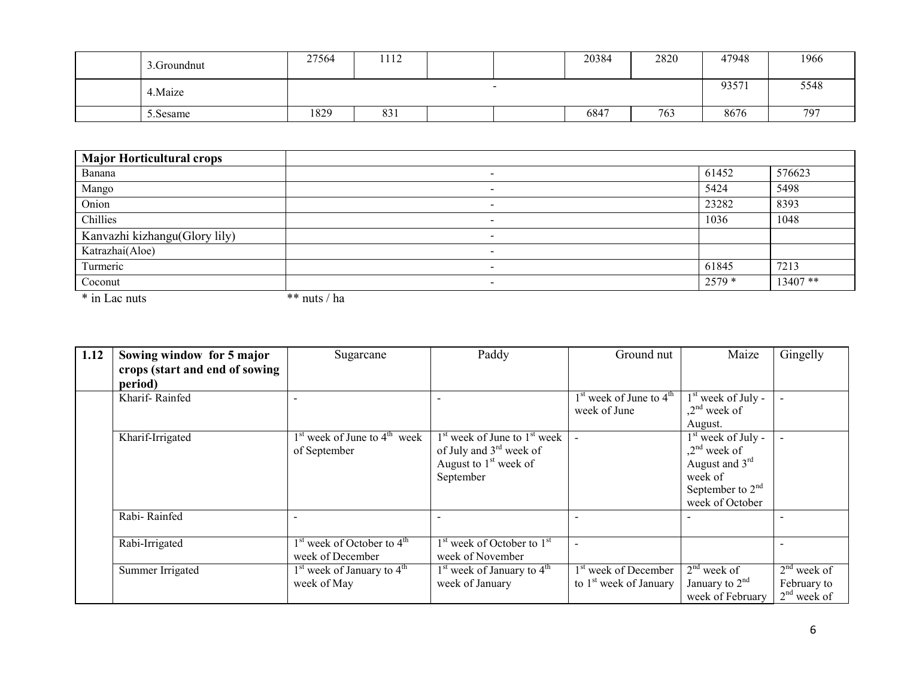|  |  |  |  |  |  |  |  |  |  |
|---|---|---|---|---|---|---|---|---|---|
|  | 3.Groundnut | 27564 | 1112 |  |  | 20384 | 2820 | 47948 | 1966 |
|  | 4.Maize | - |  |  |  |  |  | 93571 | 5548 |
|  | 5.Sesame | 1829 | 831 |  |  | 6847 | 763 | 8676 | 797 |

| **Major Horticultural crops** |  |  |  |
|---|---|---|---|
| Banana | - | 61452 | 576623 |
| Mango | - | 5424 | 5498 |
| Onion | - | 23282 | 8393 |
| Chillies | - | 1036 | 1048 |
| Kanvazhi kizhangu(Glory lily) | - |  |  |
| Katrazhai(Aloe) | - |  |  |
| Turmeric | - | 61845 | 7213 |
| Coconut | - | 2579 * | 13407 ** |

\* in Lac nuts ** nuts / ha

| 1.12 | **Sowing window for 5 major crops (start and end of sowing period)** | Sugarcane | Paddy | Ground nut | Maize | Gingelly |
|---|---|---|---|---|---|---|
|  | Kharif- Rainfed | - | - | 1st week of June to 4th week of June | 1st week of July - ,2nd week of August. | - |
|  | Kharif-Irrigated | 1st week of June to 4th week of September | 1st week of June to 1st week of July and 3rd week of August to 1st week of September | - | 1st week of July - ,2nd week of August and 3rd week of September to 2nd week of October | - |
|  | Rabi- Rainfed | - | - | - | - | - |
|  | Rabi-Irrigated | 1st week of October to 4th week of December | 1st week of October to 1st week of November | - |  | - |
|  | Summer Irrigated | 1st week of January to 4th week of May | 1st week of January to 4th week of January | 1st week of December to 1st week of January | 2nd week of January to 2nd week of February | 2nd week of February to 2nd week of |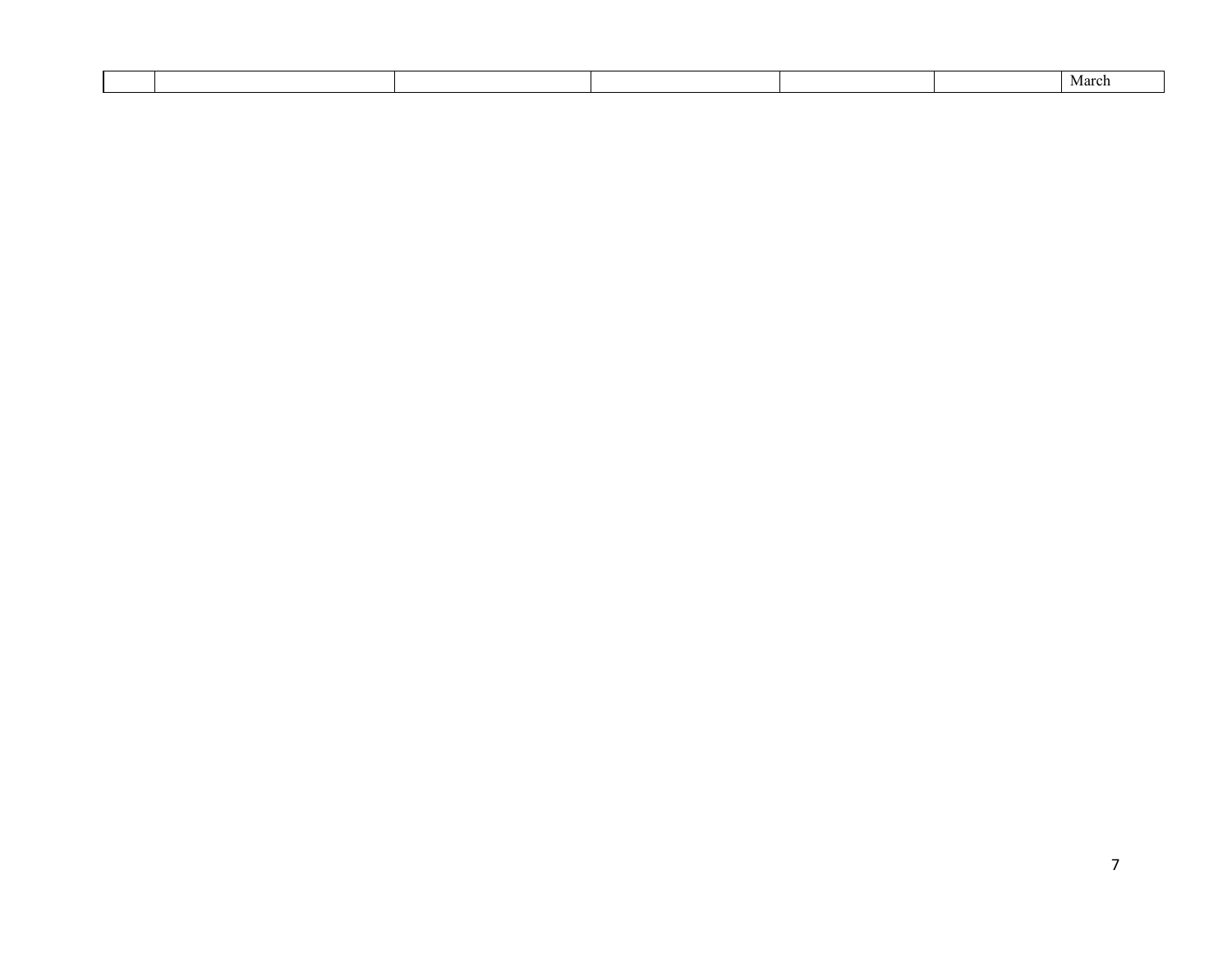| | | | | | | |
|---|---|---|---|---|---|---|
| | | | | | | March |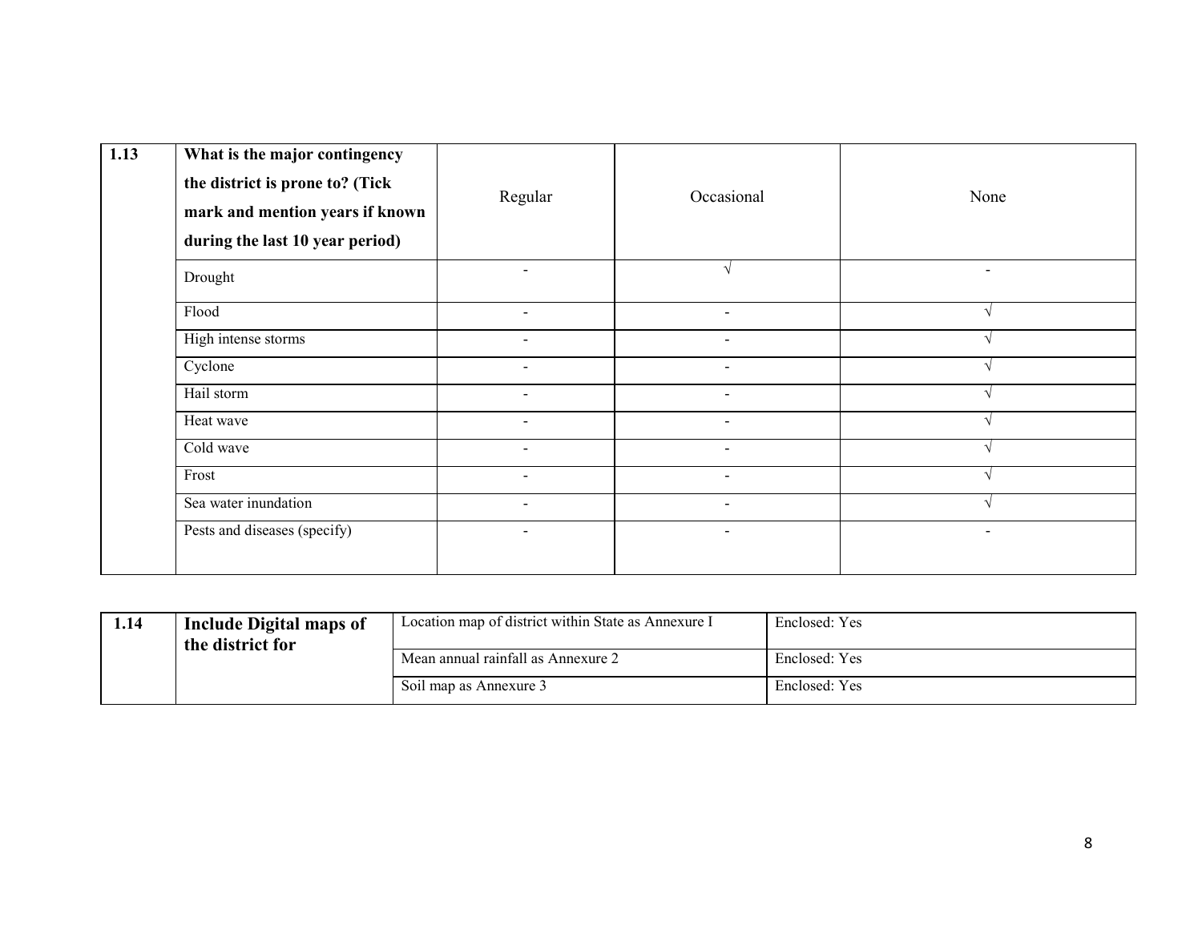| 1.13 | What is the major contingency the district is prone to? (Tick mark and mention years if known during the last 10 year period) | Regular | Occasional | None |
|---|---|---|---|---|
| | Drought | - | √ | - |
| | Flood | - | - | √ |
| | High intense storms | - | - | √ |
| | Cyclone | - | - | √ |
| | Hail storm | - | - | √ |
| | Heat wave | - | - | √ |
| | Cold wave | - | - | √ |
| | Frost | - | - | √ |
| | Sea water inundation | - | - | √ |
| | Pests and diseases (specify) | - | - | - |

| 1.14 | Include Digital maps of the district for | Location map of district within State as Annexure I | Enclosed: Yes |
|---|---|---|---|
| | | Mean annual rainfall as Annexure 2 | Enclosed: Yes |
| | | Soil map as Annexure 3 | Enclosed: Yes |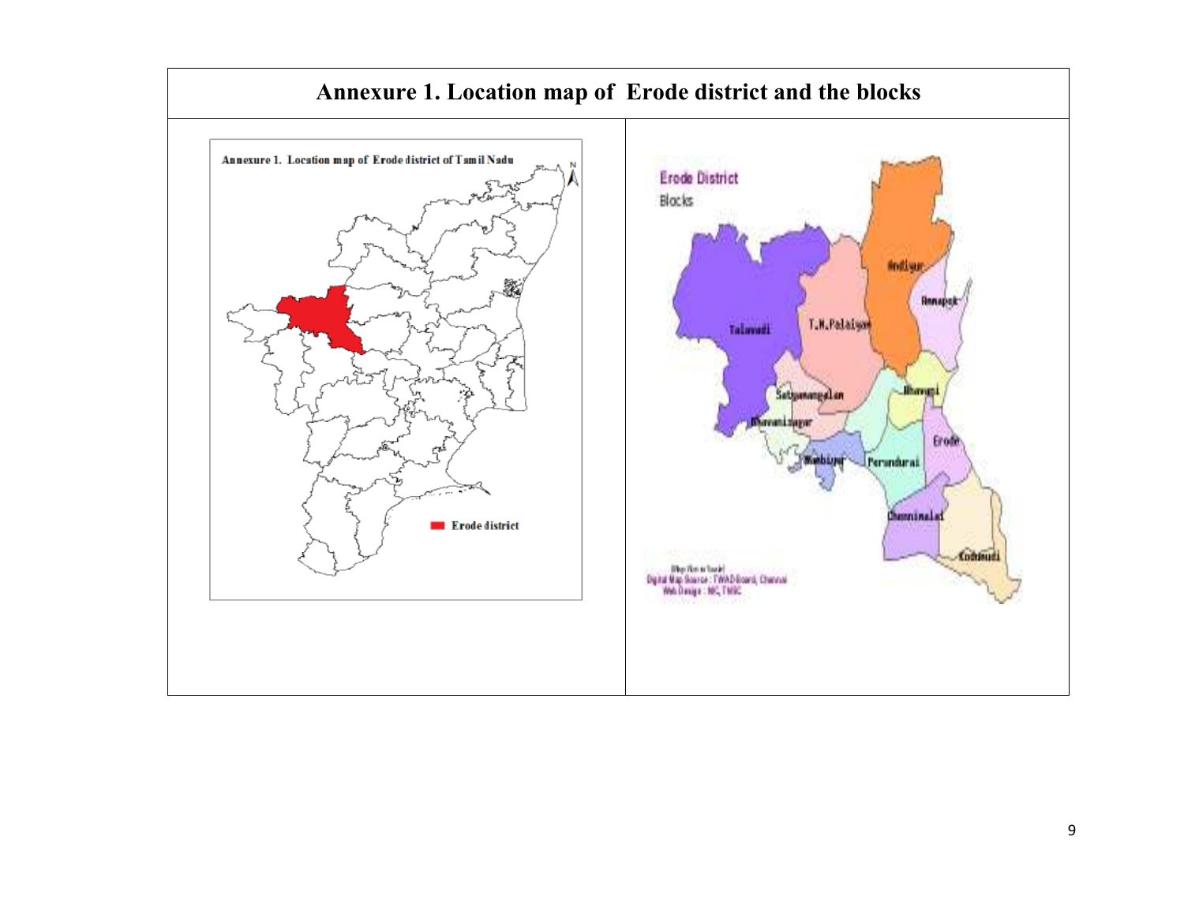# Annexure 1. Location map of Erode district and the blocks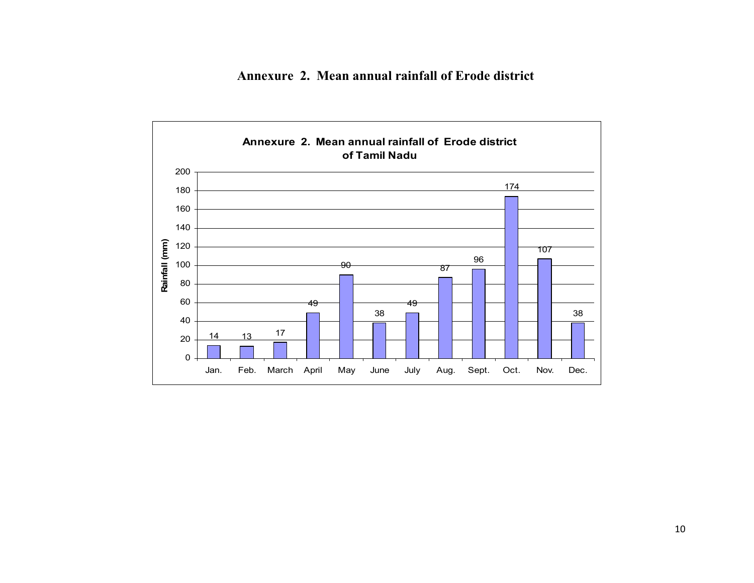# Annexure 2. Mean annual rainfall of Erode district

**Annexure 2. Mean annual rainfall of Erode district of Tamil Nadu**

| Month | Rainfall (mm) |
|---|---|
| Jan. | 14 |
| Feb. | 13 |
| March | 17 |
| April | 49 |
| May | 90 |
| June | 38 |
| July | 49 |
| Aug. | 87 |
| Sept. | 96 |
| Oct. | 174 |
| Nov. | 107 |
| Dec. | 38 |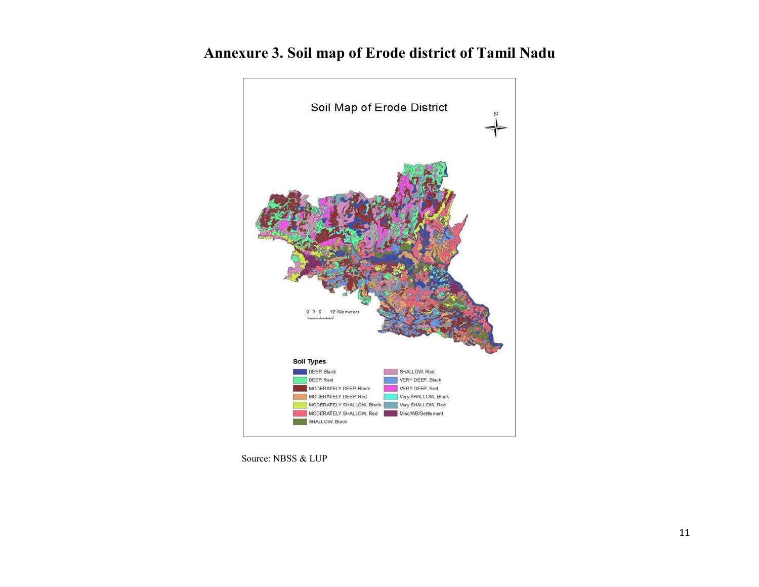# Annexure 3. Soil map of Erode district of Tamil Nadu

Soil Map of Erode District

Soil Types

| | |
|---|---|
| DEEP, Black | SHALLOW, Red |
| DEEP, Red | VERY DEEP, Black |
| MODERATELY DEEP, Black | VERY DEEP, Red |
| MODERATELY DEEP, Red | Very SHALLOW, Black |
| MODERATELY SHALLOW, Black | Very SHALLOW, Red |
| MODERATELY SHALLOW, Red | Misc/WB/Settlement |
| SHALLOW, Black | |

Source: NBSS & LUP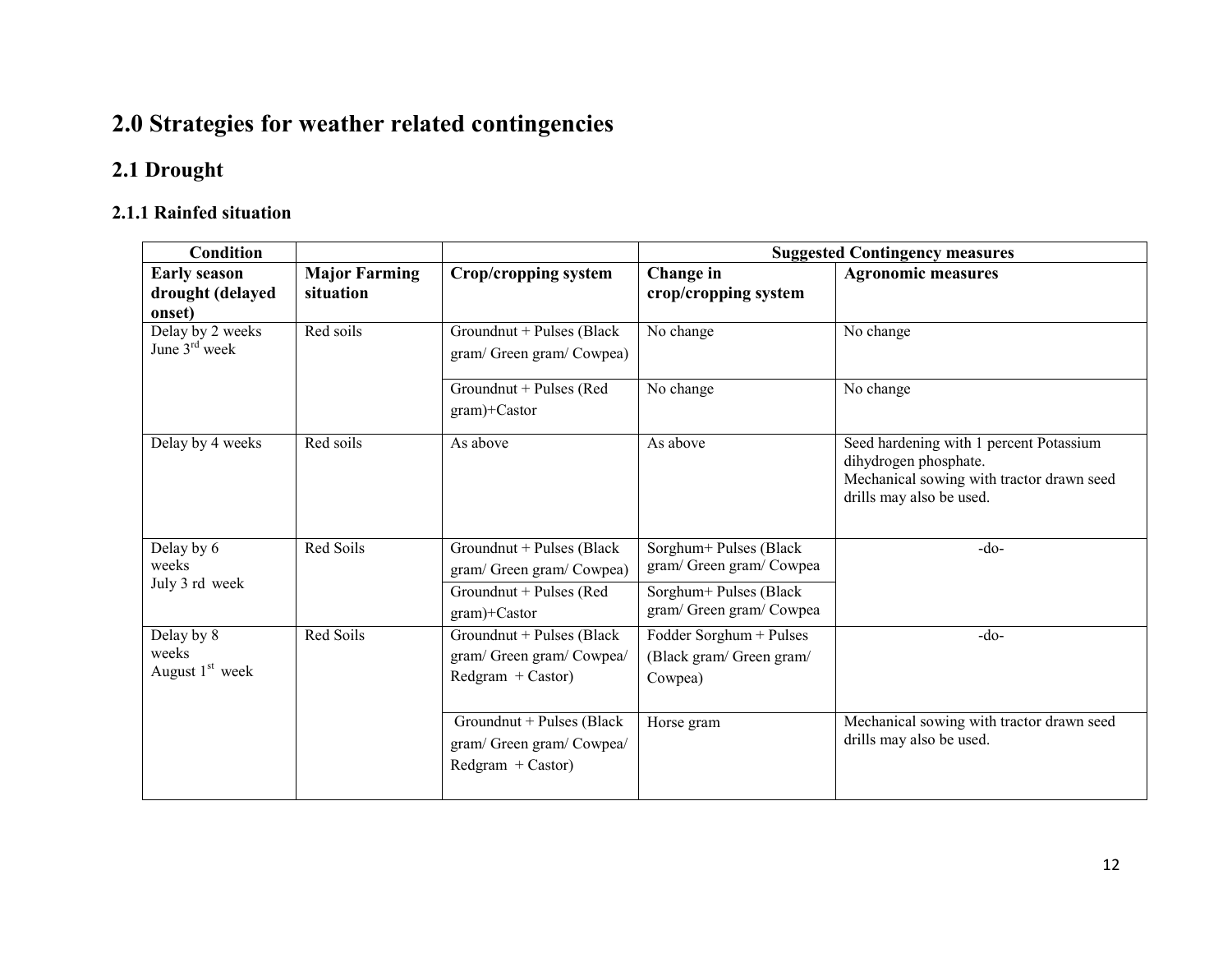# 2.0 Strategies for weather related contingencies

## 2.1 Drought

### 2.1.1 Rainfed situation

| Condition | | | Suggested Contingency measures | |
|---|---|---|---|---|
| **Early season drought (delayed onset)** | **Major Farming situation** | **Crop/cropping system** | **Change in crop/cropping system** | **Agronomic measures** |
| Delay by 2 weeks June 3rd week | Red soils | Groundnut + Pulses (Black gram/ Green gram/ Cowpea) | No change | No change |
| | | Groundnut + Pulses (Red gram)+Castor | No change | No change |
| Delay by 4 weeks | Red soils | As above | As above | Seed hardening with 1 percent Potassium dihydrogen phosphate. Mechanical sowing with tractor drawn seed drills may also be used. |
| Delay by 6 weeks July 3 rd week | Red Soils | Groundnut + Pulses (Black gram/ Green gram/ Cowpea) | Sorghum+ Pulses (Black gram/ Green gram/ Cowpea | -do- |
| | | Groundnut + Pulses (Red gram)+Castor | Sorghum+ Pulses (Black gram/ Green gram/ Cowpea | |
| Delay by 8 weeks August 1st week | Red Soils | Groundnut + Pulses (Black gram/ Green gram/ Cowpea/ Redgram + Castor) | Fodder Sorghum + Pulses (Black gram/ Green gram/ Cowpea) | -do- |
| | | Groundnut + Pulses (Black gram/ Green gram/ Cowpea/ Redgram + Castor) | Horse gram | Mechanical sowing with tractor drawn seed drills may also be used. |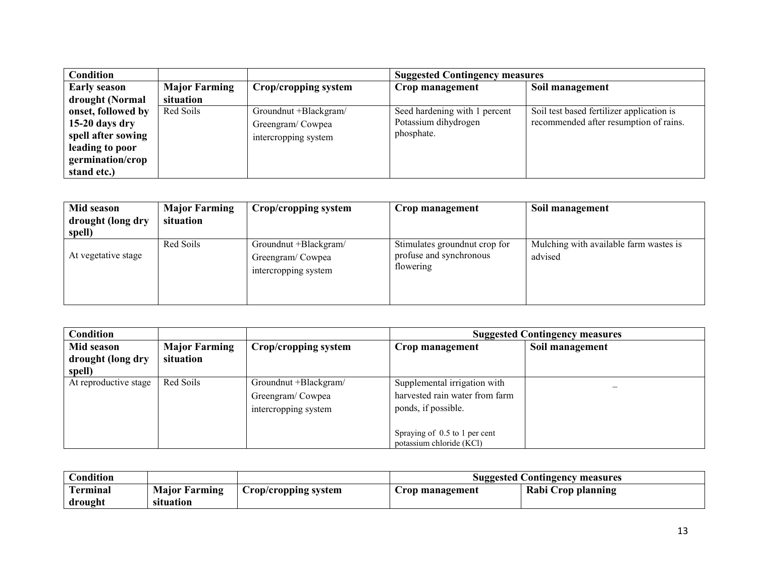| Condition | | | Suggested Contingency measures | |
|---|---|---|---|---|
| Early season drought (Normal onset, followed by 15-20 days dry spell after sowing leading to poor germination/crop stand etc.) | Major Farming situation | Crop/cropping system | Crop management | Soil management |
| | Red Soils | Groundnut +Blackgram/ Greengram/ Cowpea intercropping system | Seed hardening with 1 percent Potassium dihydrogen phosphate. | Soil test based fertilizer application is recommended after resumption of rains. |

| Mid season drought (long dry spell) | Major Farming situation | Crop/cropping system | Crop management | Soil management |
|---|---|---|---|---|
| At vegetative stage | Red Soils | Groundnut +Blackgram/ Greengram/ Cowpea intercropping system | Stimulates groundnut crop for profuse and synchronous flowering | Mulching with available farm wastes is advised |

| Condition | | | Suggested Contingency measures | |
|---|---|---|---|---|
| Mid season drought (long dry spell) | Major Farming situation | Crop/cropping system | Crop management | Soil management |
| At reproductive stage | Red Soils | Groundnut +Blackgram/ Greengram/ Cowpea intercropping system | Supplemental irrigation with harvested rain water from farm ponds, if possible.<br><br>Spraying of 0.5 to 1 per cent potassium chloride (KCl) | _ |

| Condition | | | Suggested Contingency measures | |
|---|---|---|---|---|
| Terminal drought | Major Farming situation | Crop/cropping system | Crop management | Rabi Crop planning |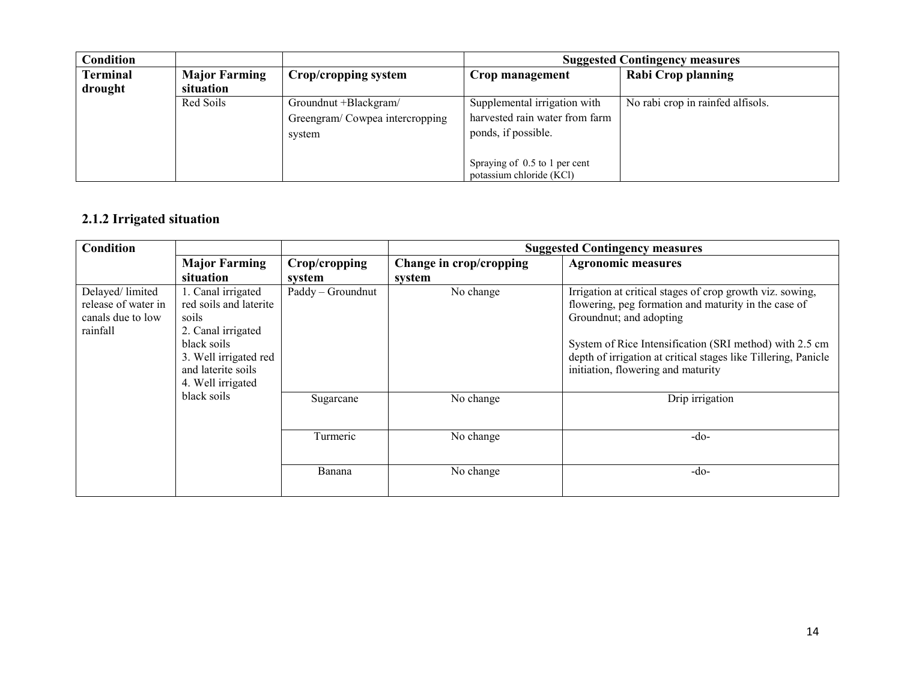| Condition | | | Suggested Contingency measures | |
|---|---|---|---|---|
| **Terminal drought** | **Major Farming situation** | **Crop/cropping system** | **Crop management** | **Rabi Crop planning** |
| | Red Soils | Groundnut +Blackgram/ Greengram/ Cowpea intercropping system | Supplemental irrigation with harvested rain water from farm ponds, if possible.<br><br>Spraying of 0.5 to 1 per cent potassium chloride (KCl) | No rabi crop in rainfed alfisols. |

## 2.1.2 Irrigated situation

| Condition | | | Suggested Contingency measures | |
|---|---|---|---|---|
| | **Major Farming situation** | **Crop/cropping system** | **Change in crop/cropping system** | **Agronomic measures** |
| Delayed/ limited release of water in canals due to low rainfall | 1. Canal irrigated red soils and laterite soils<br>2. Canal irrigated black soils<br>3. Well irrigated red and laterite soils<br>4. Well irrigated black soils | Paddy – Groundnut | No change | Irrigation at critical stages of crop growth viz. sowing, flowering, peg formation and maturity in the case of Groundnut; and adopting<br><br>System of Rice Intensification (SRI method) with 2.5 cm depth of irrigation at critical stages like Tillering, Panicle initiation, flowering and maturity |
| | | Sugarcane | No change | Drip irrigation |
| | | Turmeric | No change | -do- |
| | | Banana | No change | -do- |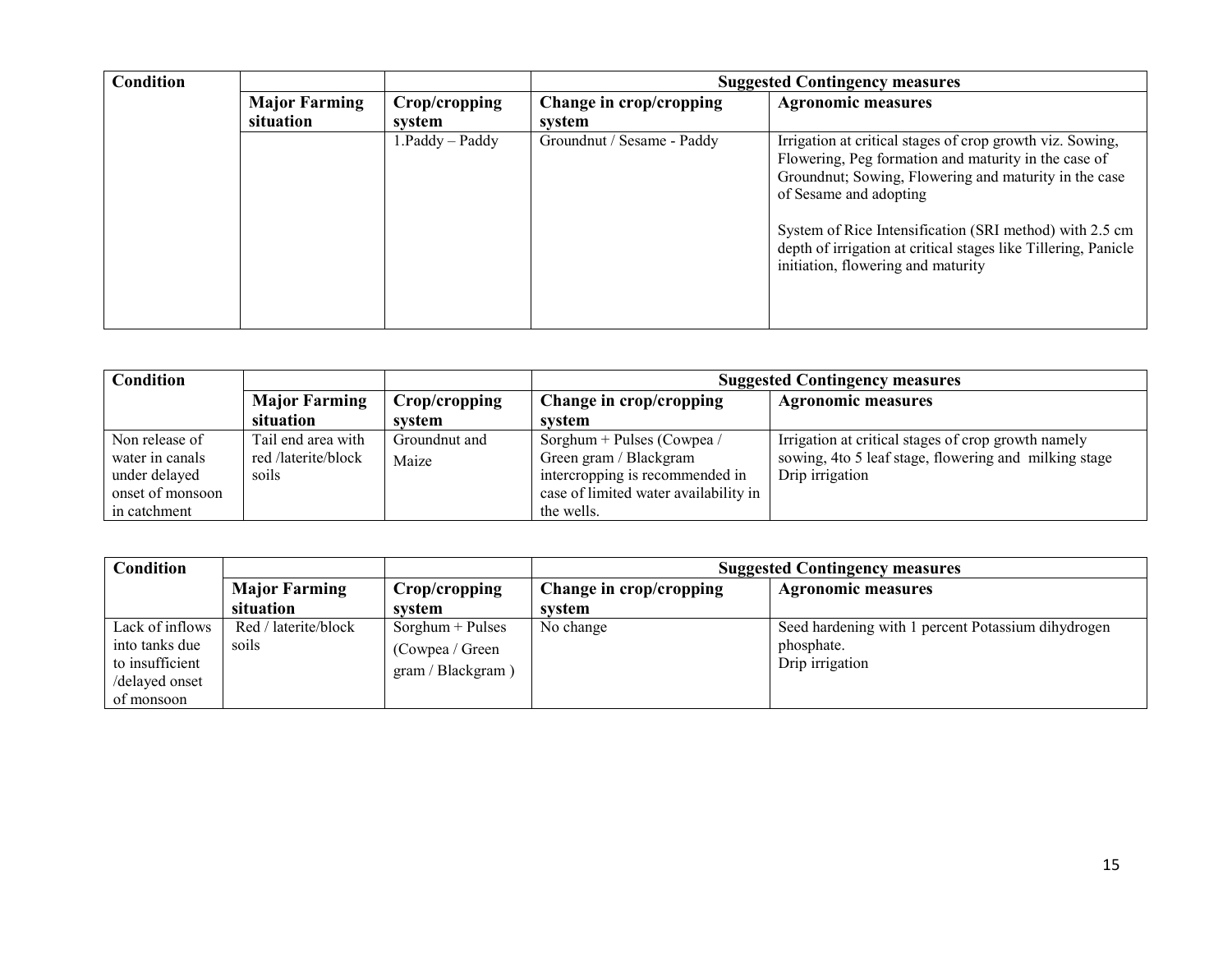| Condition | | | Suggested Contingency measures | |
|---|---|---|---|---|
| | Major Farming situation | Crop/cropping system | Change in crop/cropping system | Agronomic measures |
| | | 1.Paddy – Paddy | Groundnut / Sesame - Paddy | Irrigation at critical stages of crop growth viz. Sowing, Flowering, Peg formation and maturity in the case of Groundnut; Sowing, Flowering and maturity in the case of Sesame and adopting<br><br>System of Rice Intensification (SRI method) with 2.5 cm depth of irrigation at critical stages like Tillering, Panicle initiation, flowering and maturity |

| Condition | | | Suggested Contingency measures | |
|---|---|---|---|---|
| | Major Farming situation | Crop/cropping system | Change in crop/cropping system | Agronomic measures |
| Non release of water in canals under delayed onset of monsoon in catchment | Tail end area with red /laterite/block soils | Groundnut and Maize | Sorghum + Pulses (Cowpea / Green gram / Blackgram intercropping is recommended in case of limited water availability in the wells. | Irrigation at critical stages of crop growth namely sowing, 4to 5 leaf stage, flowering and milking stage<br>Drip irrigation |

| Condition | | | Suggested Contingency measures | |
|---|---|---|---|---|
| | Major Farming situation | Crop/cropping system | Change in crop/cropping system | Agronomic measures |
| Lack of inflows into tanks due to insufficient /delayed onset of monsoon | Red / laterite/block soils | Sorghum + Pulses (Cowpea / Green gram / Blackgram ) | No change | Seed hardening with 1 percent Potassium dihydrogen phosphate.<br>Drip irrigation |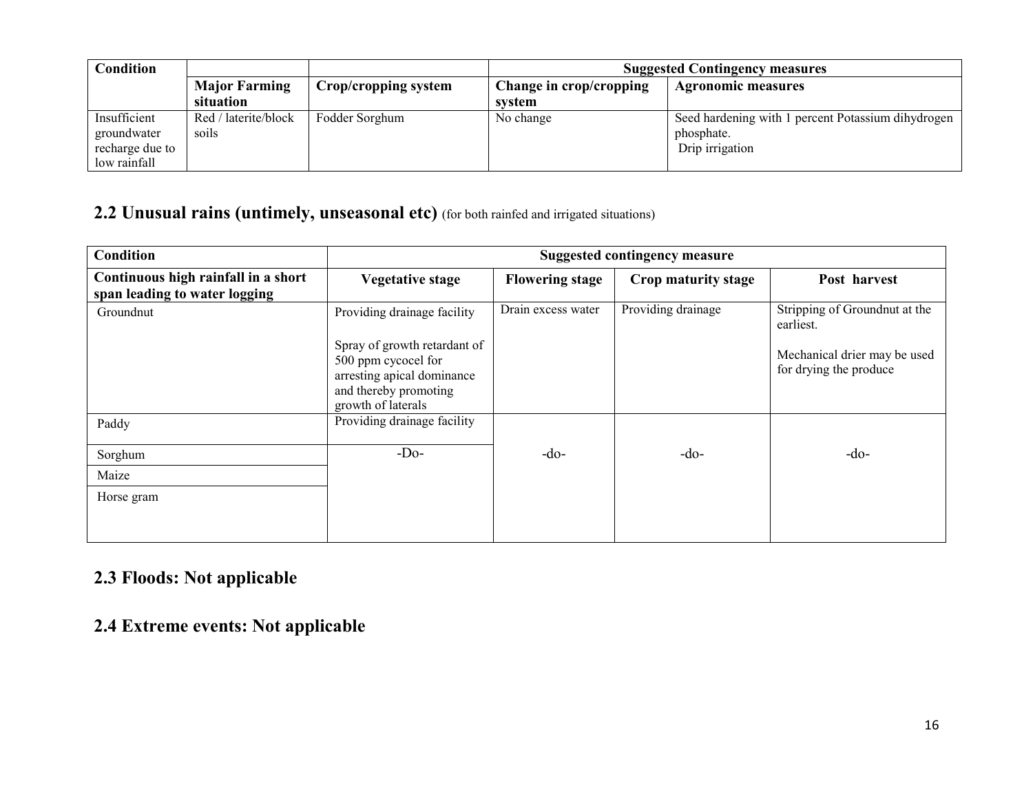| Condition | | | Suggested Contingency measures | |
|---|---|---|---|---|
| | Major Farming situation | Crop/cropping system | Change in crop/cropping system | Agronomic measures |
| Insufficient groundwater recharge due to low rainfall | Red / laterite/block soils | Fodder Sorghum | No change | Seed hardening with 1 percent Potassium dihydrogen phosphate. Drip irrigation |

## 2.2 Unusual rains (untimely, unseasonal etc) (for both rainfed and irrigated situations)

| Condition | Suggested contingency measure | | | |
|---|---|---|---|---|
| Continuous high rainfall in a short span leading to water logging | Vegetative stage | Flowering stage | Crop maturity stage | Post harvest |
| Groundnut | Providing drainage facility<br><br>Spray of growth retardant of 500 ppm cycocel for arresting apical dominance and thereby promoting growth of laterals | Drain excess water | Providing drainage | Stripping of Groundnut at the earliest.<br><br>Mechanical drier may be used for drying the produce |
| Paddy | Providing drainage facility | -do- | -do- | -do- |
| Sorghum | -Do- | | | |
| Maize | | | | |
| Horse gram | | | | |

## 2.3 Floods: Not applicable

## 2.4 Extreme events: Not applicable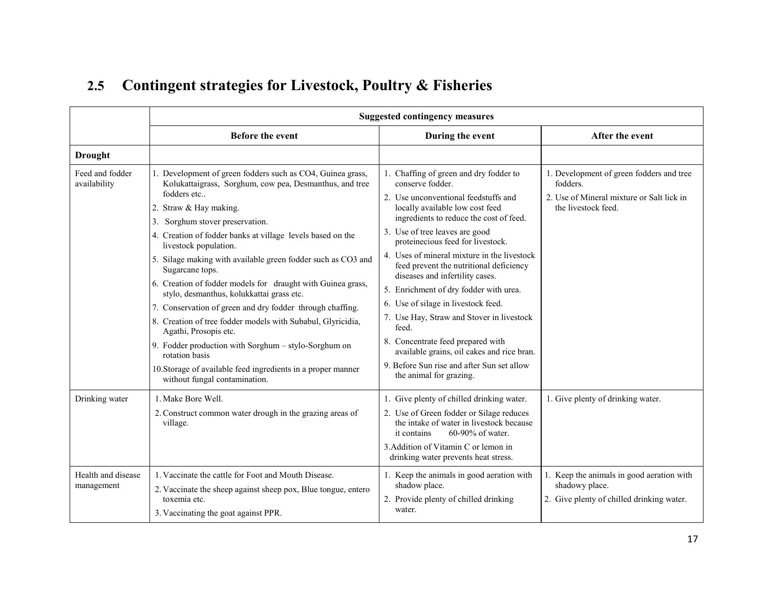## 2.5 Contingent strategies for Livestock, Poultry & Fisheries

| | Suggested contingency measures | | |
|---|---|---|---|
| | **Before the event** | **During the event** | **After the event** |
| **Drought** | | | |
| Feed and fodder availability | 1. Development of green fodders such as CO4, Guinea grass, Kolukattaigrass, Sorghum, cow pea, Desmanthus, and tree fodders etc..<br>2. Straw & Hay making.<br>3. Sorghum stover preservation.<br>4. Creation of fodder banks at village levels based on the livestock population.<br>5. Silage making with available green fodder such as CO3 and Sugarcane tops.<br>6. Creation of fodder models for draught with Guinea grass, stylo, desmanthus, kolukkattai grass etc.<br>7. Conservation of green and dry fodder through chaffing.<br>8. Creation of tree fodder models with Subabul, Glyricidia, Agathi, Prosopis etc.<br>9. Fodder production with Sorghum – stylo-Sorghum on rotation basis<br>10.Storage of available feed ingredients in a proper manner without fungal contamination. | 1. Chaffing of green and dry fodder to conserve fodder.<br>2. Use unconventional feedstuffs and locally available low cost feed ingredients to reduce the cost of feed.<br>3. Use of tree leaves are good proteinecious feed for livestock.<br>4. Uses of mineral mixture in the livestock feed prevent the nutritional deficiency diseases and infertility cases.<br>5. Enrichment of dry fodder with urea.<br>6. Use of silage in livestock feed.<br>7. Use Hay, Straw and Stover in livestock feed.<br>8. Concentrate feed prepared with available grains, oil cakes and rice bran.<br>9. Before Sun rise and after Sun set allow the animal for grazing. | 1. Development of green fodders and tree fodders.<br>2. Use of Mineral mixture or Salt lick in the livestock feed. |
| Drinking water | 1. Make Bore Well.<br>2. Construct common water drough in the grazing areas of village. | 1. Give plenty of chilled drinking water.<br>2. Use of Green fodder or Silage reduces the intake of water in livestock because it contains 60-90% of water.<br>3.Addition of Vitamin C or lemon in drinking water prevents heat stress. | 1. Give plenty of drinking water. |
| Health and disease management | 1. Vaccinate the cattle for Foot and Mouth Disease.<br>2. Vaccinate the sheep against sheep pox, Blue tongue, entero toxemia etc.<br>3. Vaccinating the goat against PPR. | 1. Keep the animals in good aeration with shadow place.<br>2. Provide plenty of chilled drinking water. | 1. Keep the animals in good aeration with shadowy place.<br>2. Give plenty of chilled drinking water. |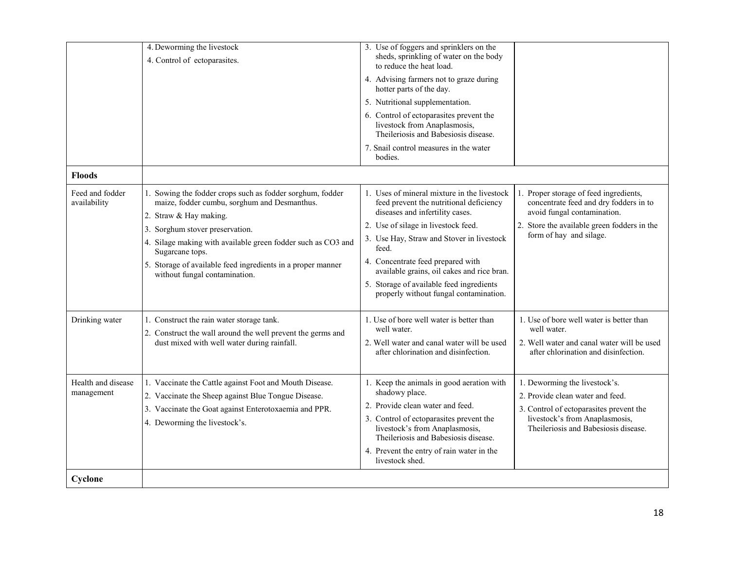| | | | |
|---|---|---|---|
| | 4. Deworming the livestock<br>4. Control of ectoparasites. | 3. Use of foggers and sprinklers on the sheds, sprinkling of water on the body to reduce the heat load.<br>4. Advising farmers not to graze during hotter parts of the day.<br>5. Nutritional supplementation.<br>6. Control of ectoparasites prevent the livestock from Anaplasmosis, Theileriosis and Babesiosis disease.<br>7. Snail control measures in the water bodies. | |
| **Floods** | | | |
| Feed and fodder availability | 1. Sowing the fodder crops such as fodder sorghum, fodder maize, fodder cumbu, sorghum and Desmanthus.<br>2. Straw & Hay making.<br>3. Sorghum stover preservation.<br>4. Silage making with available green fodder such as CO3 and Sugarcane tops.<br>5. Storage of available feed ingredients in a proper manner without fungal contamination. | 1. Uses of mineral mixture in the livestock feed prevent the nutritional deficiency diseases and infertility cases.<br>2. Use of silage in livestock feed.<br>3. Use Hay, Straw and Stover in livestock feed.<br>4. Concentrate feed prepared with available grains, oil cakes and rice bran.<br>5. Storage of available feed ingredients properly without fungal contamination. | 1. Proper storage of feed ingredients, concentrate feed and dry fodders in to avoid fungal contamination.<br>2. Store the available green fodders in the form of hay and silage. |
| Drinking water | 1. Construct the rain water storage tank.<br>2. Construct the wall around the well prevent the germs and dust mixed with well water during rainfall. | 1. Use of bore well water is better than well water.<br>2. Well water and canal water will be used after chlorination and disinfection. | 1. Use of bore well water is better than well water.<br>2. Well water and canal water will be used after chlorination and disinfection. |
| Health and disease management | 1. Vaccinate the Cattle against Foot and Mouth Disease.<br>2. Vaccinate the Sheep against Blue Tongue Disease.<br>3. Vaccinate the Goat against Enterotoxaemia and PPR.<br>4. Deworming the livestock's. | 1. Keep the animals in good aeration with shadowy place.<br>2. Provide clean water and feed.<br>3. Control of ectoparasites prevent the livestock's from Anaplasmosis, Theileriosis and Babesiosis disease.<br>4. Prevent the entry of rain water in the livestock shed. | 1. Deworming the livestock's.<br>2. Provide clean water and feed.<br>3. Control of ectoparasites prevent the livestock's from Anaplasmosis, Theileriosis and Babesiosis disease. |
| **Cyclone** | | | |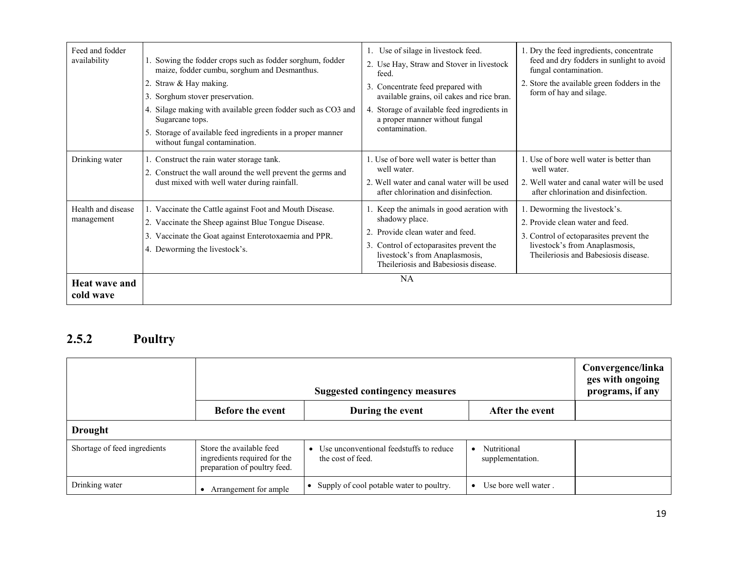| | | | |
|---|---|---|---|
| Feed and fodder availability | 1. Sowing the fodder crops such as fodder sorghum, fodder maize, fodder cumbu, sorghum and Desmanthus.<br>2. Straw & Hay making.<br>3. Sorghum stover preservation.<br>4. Silage making with available green fodder such as CO3 and Sugarcane tops.<br>5. Storage of available feed ingredients in a proper manner without fungal contamination. | 1. Use of silage in livestock feed.<br>2. Use Hay, Straw and Stover in livestock feed.<br>3. Concentrate feed prepared with available grains, oil cakes and rice bran.<br>4. Storage of available feed ingredients in a proper manner without fungal contamination. | 1. Dry the feed ingredients, concentrate feed and dry fodders in sunlight to avoid fungal contamination.<br>2. Store the available green fodders in the form of hay and silage. |
| Drinking water | 1. Construct the rain water storage tank.<br>2. Construct the wall around the well prevent the germs and dust mixed with well water during rainfall. | 1. Use of bore well water is better than well water.<br>2. Well water and canal water will be used after chlorination and disinfection. | 1. Use of bore well water is better than well water.<br>2. Well water and canal water will be used after chlorination and disinfection. |
| Health and disease management | 1. Vaccinate the Cattle against Foot and Mouth Disease.<br>2. Vaccinate the Sheep against Blue Tongue Disease.<br>3. Vaccinate the Goat against Enterotoxaemia and PPR.<br>4. Deworming the livestock's. | 1. Keep the animals in good aeration with shadowy place.<br>2. Provide clean water and feed.<br>3. Control of ectoparasites prevent the livestock's from Anaplasmosis, Theileriosis and Babesiosis disease. | 1. Deworming the livestock's.<br>2. Provide clean water and feed.<br>3. Control of ectoparasites prevent the livestock's from Anaplasmosis, Theileriosis and Babesiosis disease. |
| **Heat wave and cold wave** | | NA | |

## 2.5.2 Poultry

| | Suggested contingency measures | | | Convergence/linkages with ongoing programs, if any |
|---|---|---|---|---|
| | **Before the event** | **During the event** | **After the event** | |
| **Drought** | | | | |
| Shortage of feed ingredients | Store the available feed ingredients required for the preparation of poultry feed. | • Use unconventional feedstuffs to reduce the cost of feed. | • Nutritional supplementation. | |
| Drinking water | • Arrangement for ample | • Supply of cool potable water to poultry. | • Use bore well water . | |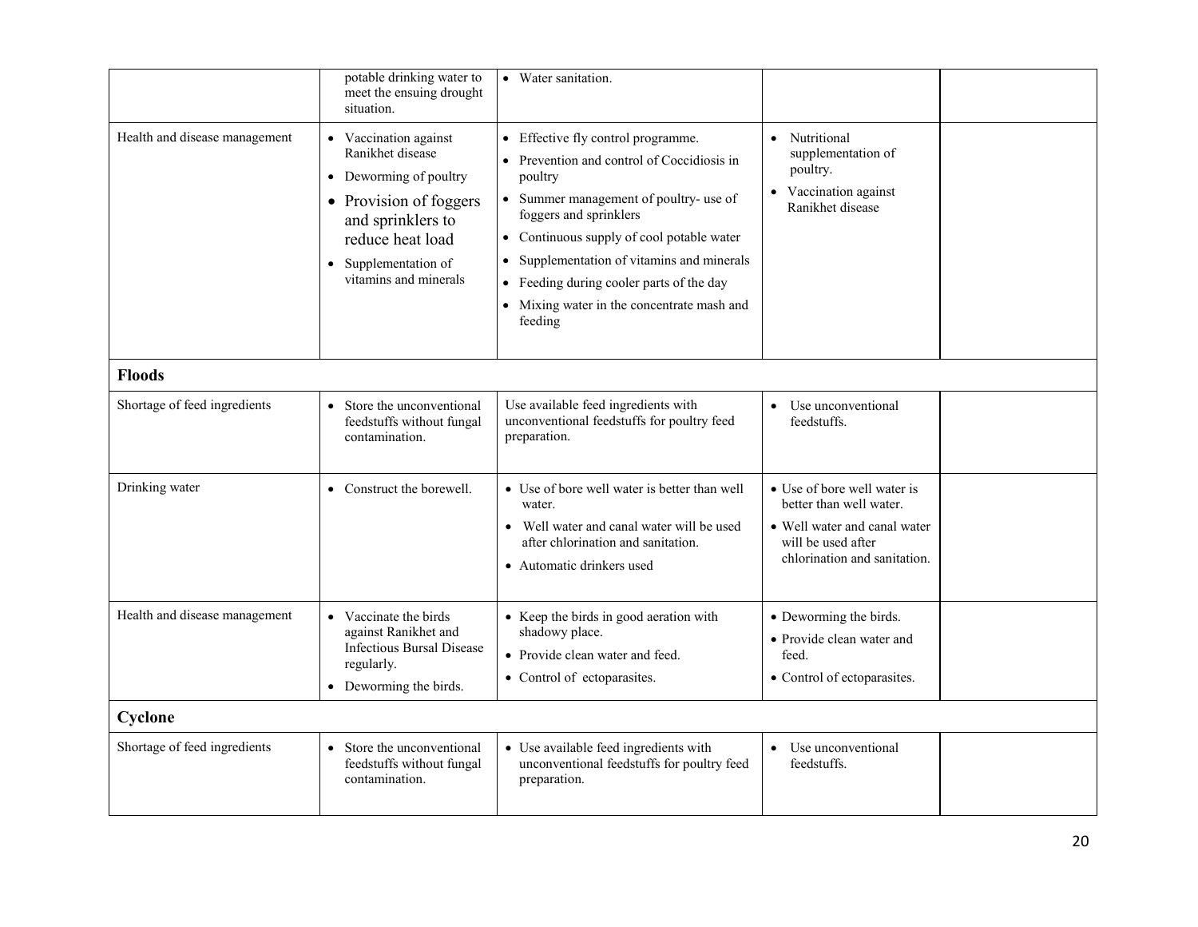| | | | | |
|---|---|---|---|---|
| | potable drinking water to meet the ensuing drought situation. | • Water sanitation. | | |
| Health and disease management | • Vaccination against Ranikhet disease<br>• Deworming of poultry<br>• Provision of foggers and sprinklers to reduce heat load<br>• Supplementation of vitamins and minerals | • Effective fly control programme.<br>• Prevention and control of Coccidiosis in poultry<br>• Summer management of poultry- use of foggers and sprinklers<br>• Continuous supply of cool potable water<br>• Supplementation of vitamins and minerals<br>• Feeding during cooler parts of the day<br>• Mixing water in the concentrate mash and feeding | • Nutritional supplementation of poultry.<br>• Vaccination against Ranikhet disease | |
| **Floods** | | | | |
| Shortage of feed ingredients | • Store the unconventional feedstuffs without fungal contamination. | Use available feed ingredients with unconventional feedstuffs for poultry feed preparation. | • Use unconventional feedstuffs. | |
| Drinking water | • Construct the borewell. | • Use of bore well water is better than well water.<br>• Well water and canal water will be used after chlorination and sanitation.<br>• Automatic drinkers used | • Use of bore well water is better than well water.<br>• Well water and canal water will be used after chlorination and sanitation. | |
| Health and disease management | • Vaccinate the birds against Ranikhet and Infectious Bursal Disease regularly.<br>• Deworming the birds. | • Keep the birds in good aeration with shadowy place.<br>• Provide clean water and feed.<br>• Control of ectoparasites. | • Deworming the birds.<br>• Provide clean water and feed.<br>• Control of ectoparasites. | |
| **Cyclone** | | | | |
| Shortage of feed ingredients | • Store the unconventional feedstuffs without fungal contamination. | • Use available feed ingredients with unconventional feedstuffs for poultry feed preparation. | • Use unconventional feedstuffs. | |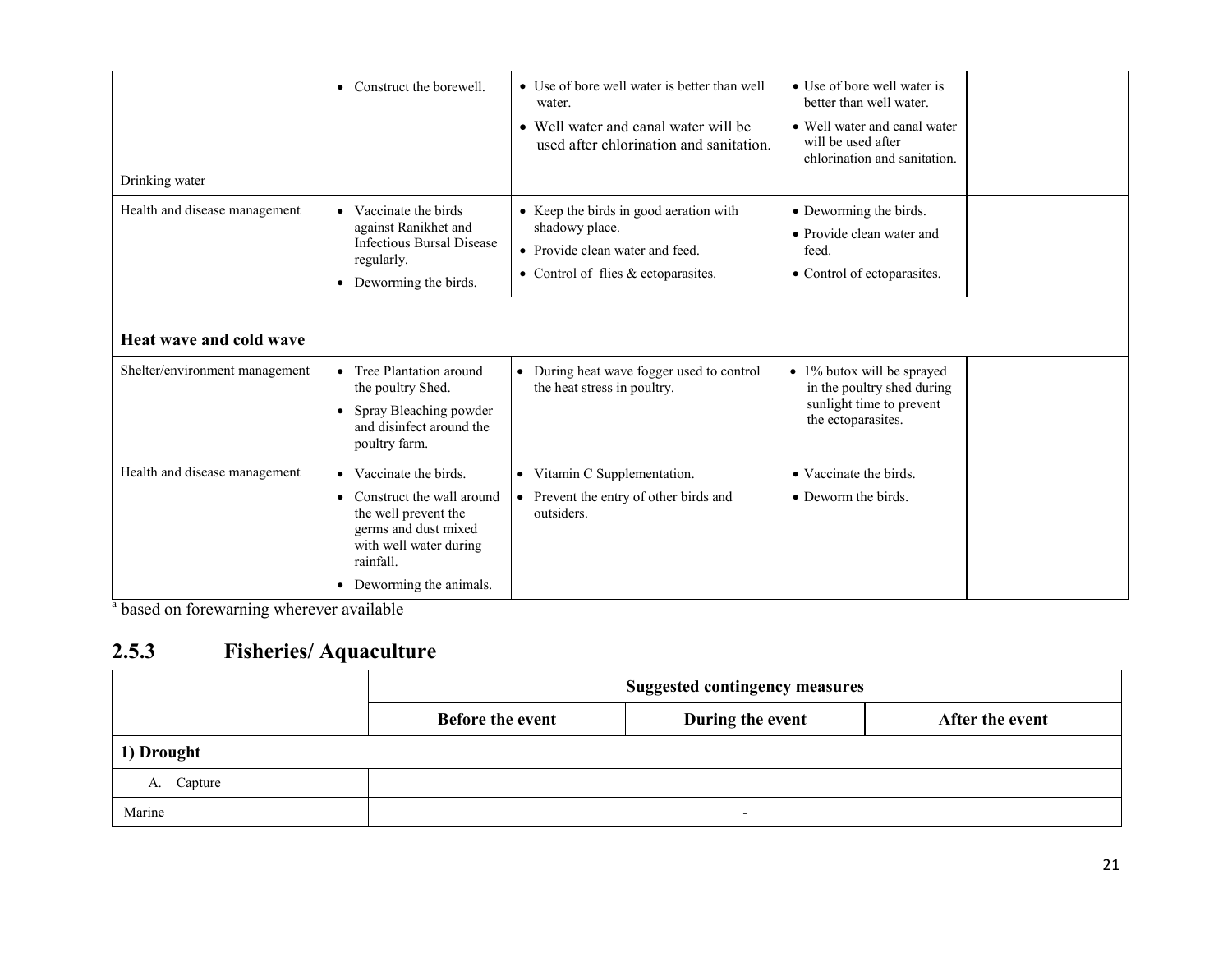| | | | | |
|---|---|---|---|---|
| Drinking water | • Construct the borewell. | • Use of bore well water is better than well water.<br>• Well water and canal water will be used after chlorination and sanitation. | • Use of bore well water is better than well water.<br>• Well water and canal water will be used after chlorination and sanitation. | |
| Health and disease management | • Vaccinate the birds against Ranikhet and Infectious Bursal Disease regularly.<br>• Deworming the birds. | • Keep the birds in good aeration with shadowy place.<br>• Provide clean water and feed.<br>• Control of flies & ectoparasites. | • Deworming the birds.<br>• Provide clean water and feed.<br>• Control of ectoparasites. | |
| **Heat wave and cold wave** | | | | |
| Shelter/environment management | • Tree Plantation around the poultry Shed.<br>• Spray Bleaching powder and disinfect around the poultry farm. | • During heat wave fogger used to control the heat stress in poultry. | • 1% butox will be sprayed in the poultry shed during sunlight time to prevent the ectoparasites. | |
| Health and disease management | • Vaccinate the birds.<br>• Construct the wall around the well prevent the germs and dust mixed with well water during rainfall.<br>• Deworming the animals. | • Vitamin C Supplementation.<br>• Prevent the entry of other birds and outsiders. | • Vaccinate the birds.<br>• Deworm the birds. | |

[a] based on forewarning wherever available

## 2.5.3 Fisheries/ Aquaculture

| | Suggested contingency measures | | |
|---|---|---|---|
| | **Before the event** | **During the event** | **After the event** |
| **1) Drought** | | | |
| A. Capture | | | |
| Marine | | - | |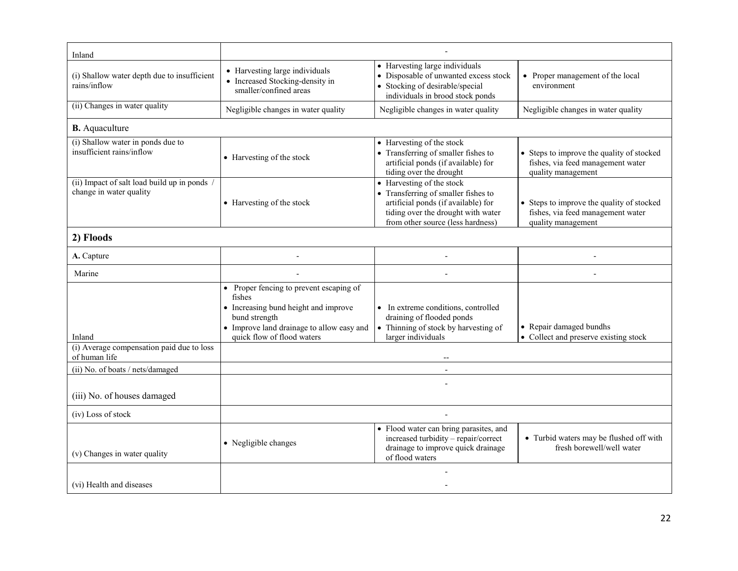| Inland | - | | |
|---|---|---|---|
| (i) Shallow water depth due to insufficient rains/inflow | • Harvesting large individuals<br>• Increased Stocking-density in smaller/confined areas | • Harvesting large individuals<br>• Disposable of unwanted excess stock<br>• Stocking of desirable/special individuals in brood stock ponds | • Proper management of the local environment |
| (ii) Changes in water quality | Negligible changes in water quality | Negligible changes in water quality | Negligible changes in water quality |
| **B.** Aquaculture | | | |
| (i) Shallow water in ponds due to insufficient rains/inflow | • Harvesting of the stock | • Harvesting of the stock<br>• Transferring of smaller fishes to artificial ponds (if available) for tiding over the drought | • Steps to improve the quality of stocked fishes, via feed management water quality management |
| (ii) Impact of salt load build up in ponds / change in water quality | • Harvesting of the stock | • Harvesting of the stock<br>• Transferring of smaller fishes to artificial ponds (if available) for tiding over the drought with water from other source (less hardness) | • Steps to improve the quality of stocked fishes, via feed management water quality management |
| **2) Floods** | | | |
| **A.** Capture | - | - | - |
| Marine | - | - | - |
| Inland | • Proper fencing to prevent escaping of fishes<br>• Increasing bund height and improve bund strength<br>• Improve land drainage to allow easy and quick flow of flood waters | • In extreme conditions, controlled draining of flooded ponds<br>• Thinning of stock by harvesting of larger individuals | • Repair damaged bundhs<br>• Collect and preserve existing stock |
| (i) Average compensation paid due to loss of human life | -- | | |
| (ii) No. of boats / nets/damaged | - | | |
| (iii) No. of houses damaged | - | | |
| (iv) Loss of stock | - | | |
| (v) Changes in water quality | • Negligible changes | • Flood water can bring parasites, and increased turbidity – repair/correct drainage to improve quick drainage of flood waters | • Turbid waters may be flushed off with fresh borewell/well water |
| (vi) Health and diseases | -<br>- | | |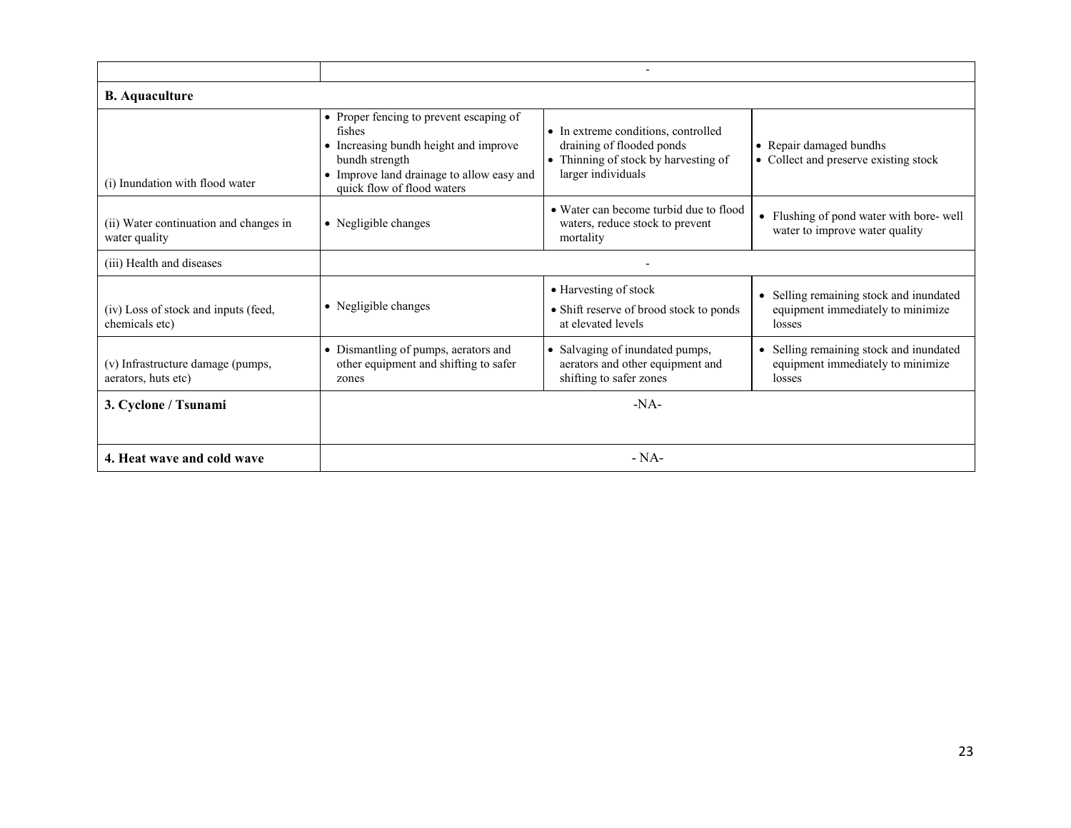| | | | |
|---|---|---|---|
| | - | | |
| **B. Aquaculture** | | | |
| (i) Inundation with flood water | • Proper fencing to prevent escaping of fishes<br>• Increasing bundh height and improve bundh strength<br>• Improve land drainage to allow easy and quick flow of flood waters | • In extreme conditions, controlled draining of flooded ponds<br>• Thinning of stock by harvesting of larger individuals | • Repair damaged bundhs<br>• Collect and preserve existing stock |
| (ii) Water continuation and changes in water quality | • Negligible changes | • Water can become turbid due to flood waters, reduce stock to prevent mortality | • Flushing of pond water with bore- well water to improve water quality |
| (iii) Health and diseases | - | | |
| (iv) Loss of stock and inputs (feed, chemicals etc) | • Negligible changes | • Harvesting of stock<br>• Shift reserve of brood stock to ponds at elevated levels | • Selling remaining stock and inundated equipment immediately to minimize losses |
| (v) Infrastructure damage (pumps, aerators, huts etc) | • Dismantling of pumps, aerators and other equipment and shifting to safer zones | • Salvaging of inundated pumps, aerators and other equipment and shifting to safer zones | • Selling remaining stock and inundated equipment immediately to minimize losses |
| **3. Cyclone / Tsunami** | -NA- | | |
| **4. Heat wave and cold wave** | - NA- | | |